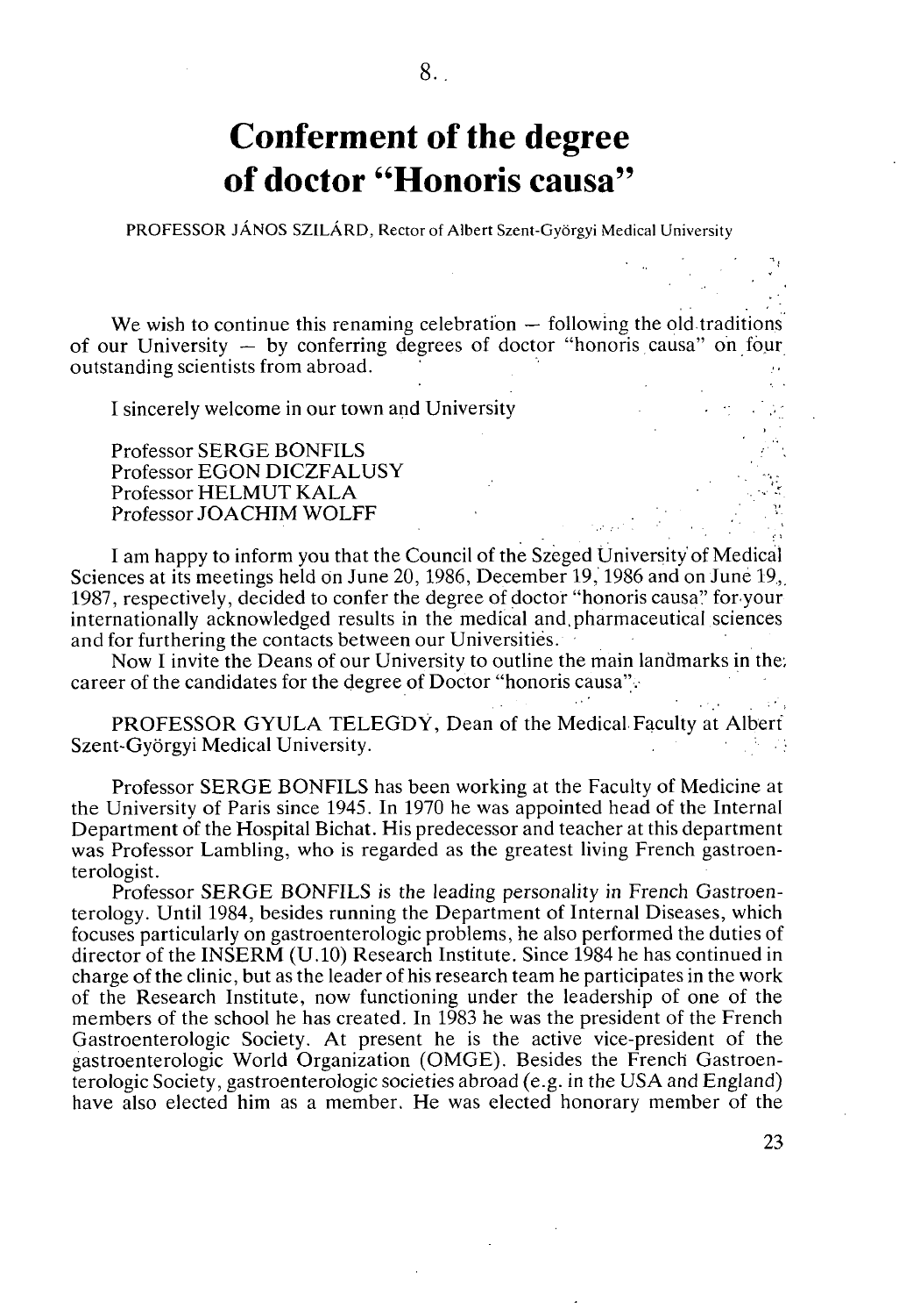8.

# Conferment of the degree of doctor "Honoris causa"

PROFESSOR JÁNOS SZILÁRD, Rector of Albert Szent-Györgyi Medical University

We wish to continue this renaming celebration — following the old traditions of our University — by conferring degrees of doctor "honoris causa" on four outstanding scientists from abroad.

I sincerely welcome in our town and University

Professor SERGE BONFILS
Professor EGON DICZFALUSY
Professor HELMUT KALA
Professor JOACHIM WOLFF

I am happy to inform you that the Council of the Szeged University of Medical Sciences at its meetings held on June 20, 1986, December 19, 1986 and on June 19, 1987, respectively, decided to confer the degree of doctor "honoris causa" for your internationally acknowledged results in the medical and pharmaceutical sciences and for furthering the contacts between our Universities.

Now I invite the Deans of our University to outline the main landmarks in the career of the candidates for the degree of Doctor "honoris causa".

PROFESSOR GYULA TELEGDY, Dean of the Medical Faculty at Albert Szent-Györgyi Medical University.

Professor SERGE BONFILS has been working at the Faculty of Medicine at the University of Paris since 1945. In 1970 he was appointed head of the Internal Department of the Hospital Bichat. His predecessor and teacher at this department was Professor Lambling, who is regarded as the greatest living French gastroenterologist.

Professor SERGE BONFILS is the leading personality in French Gastroenterology. Until 1984, besides running the Department of Internal Diseases, which focuses particularly on gastroenterologic problems, he also performed the duties of director of the INSERM (U.10) Research Institute. Since 1984 he has continued in charge of the clinic, but as the leader of his research team he participates in the work of the Research Institute, now functioning under the leadership of one of the members of the school he has created. In 1983 he was the president of the French Gastroenterologic Society. At present he is the active vice-president of the gastroenterologic World Organization (OMGE). Besides the French Gastroenterologic Society, gastroenterologic societies abroad (e.g. in the USA and England) have also elected him as a member. He was elected honorary member of the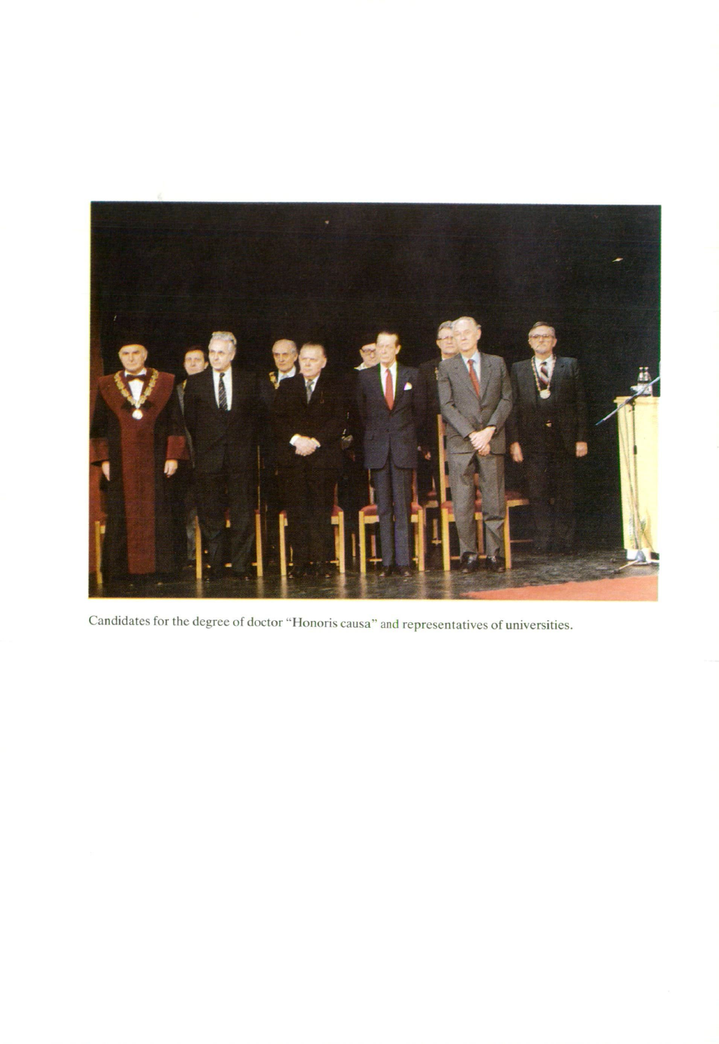Candidates for the degree of doctor "Honoris causa" and representatives of universities.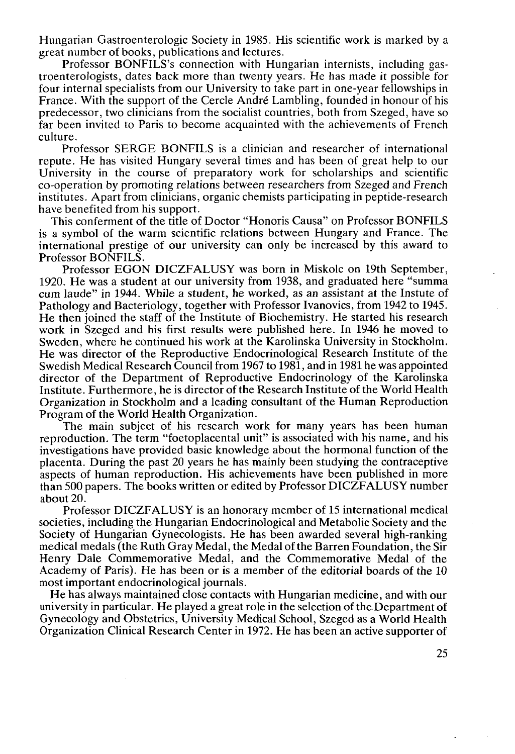Hungarian Gastroenterologic Society in 1985. His scientific work is marked by a great number of books, publications and lectures.

Professor BONFILS's connection with Hungarian internists, including gastroenterologists, dates back more than twenty years. He has made it possible for four internal specialists from our University to take part in one-year fellowships in France. With the support of the Cercle André Lambling, founded in honour of his predecessor, two clinicians from the socialist countries, both from Szeged, have so far been invited to Paris to become acquainted with the achievements of French culture.

Professor SERGE BONFILS is a clinician and researcher of international repute. He has visited Hungary several times and has been of great help to our University in the course of preparatory work for scholarships and scientific co-operation by promoting relations between researchers from Szeged and French institutes. Apart from clinicians, organic chemists participating in peptide-research have benefited from his support.

This conferment of the title of Doctor "Honoris Causa" on Professor BONFILS is a symbol of the warm scientific relations between Hungary and France. The international prestige of our university can only be increased by this award to Professor BONFILS.

Professor EGON DICZFALUSY was born in Miskolc on 19th September, 1920. He was a student at our university from 1938, and graduated here "summa cum laude" in 1944. While a student, he worked, as an assistant at the Instute of Pathology and Bacteriology, together with Professor Ivanovics, from 1942 to 1945. He then joined the staff of the Institute of Biochemistry. He started his research work in Szeged and his first results were published here. In 1946 he moved to Sweden, where he continued his work at the Karolinska University in Stockholm. He was director of the Reproductive Endocrinological Research Institute of the Swedish Medical Research Council from 1967 to 1981, and in 1981 he was appointed director of the Department of Reproductive Endocrinology of the Karolinska Institute. Furthermore, he is director of the Research Institute of the World Health Organization in Stockholm and a leading consultant of the Human Reproduction Program of the World Health Organization.

The main subject of his research work for many years has been human reproduction. The term "foetoplacental unit" is associated with his name, and his investigations have provided basic knowledge about the hormonal function of the placenta. During the past 20 years he has mainly been studying the contraceptive aspects of human reproduction. His achievements have been published in more than 500 papers. The books written or edited by Professor DICZFALUSY number about 20.

Professor DICZFALUSY is an honorary member of 15 international medical societies, including the Hungarian Endocrinological and Metabolic Society and the Society of Hungarian Gynecologists. He has been awarded several high-ranking medical medals (the Ruth Gray Medal, the Medal of the Barren Foundation, the Sir Henry Dale Commemorative Medal, and the Commemorative Medal of the Academy of Paris). He has been or is a member of the editorial boards of the 10 most important endocrinological journals.

He has always maintained close contacts with Hungarian medicine, and with our university in particular. He played a great role in the selection of the Department of Gynecology and Obstetrics, University Medical School, Szeged as a World Health Organization Clinical Research Center in 1972. He has been an active supporter of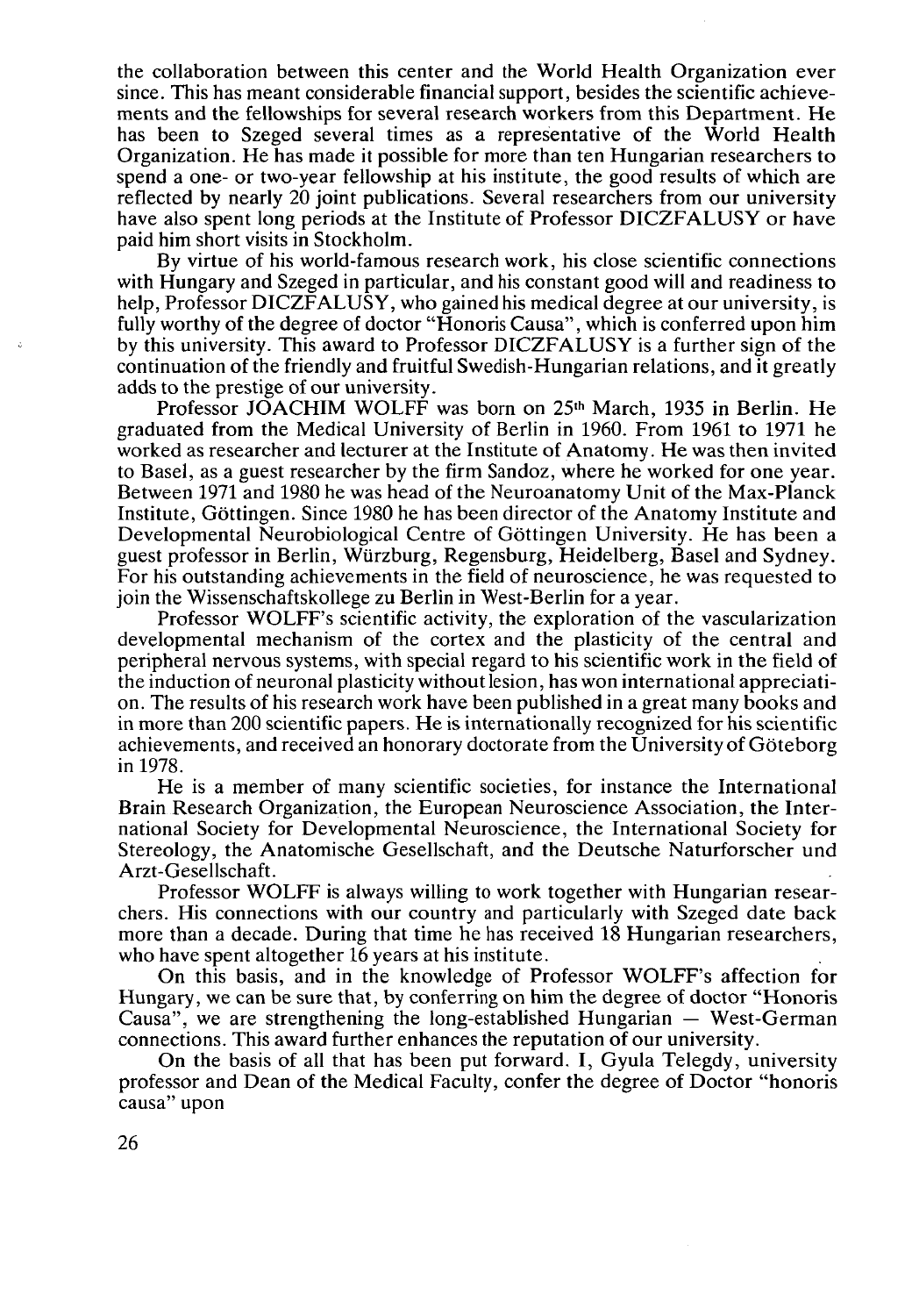the collaboration between this center and the World Health Organization ever since. This has meant considerable financial support, besides the scientific achievements and the fellowships for several research workers from this Department. He has been to Szeged several times as a representative of the World Health Organization. He has made it possible for more than ten Hungarian researchers to spend a one- or two-year fellowship at his institute, the good results of which are reflected by nearly 20 joint publications. Several researchers from our university have also spent long periods at the Institute of Professor DICZFALUSY or have paid him short visits in Stockholm.

By virtue of his world-famous research work, his close scientific connections with Hungary and Szeged in particular, and his constant good will and readiness to help, Professor DICZFALUSY, who gained his medical degree at our university, is fully worthy of the degree of doctor "Honoris Causa", which is conferred upon him by this university. This award to Professor DICZFALUSY is a further sign of the continuation of the friendly and fruitful Swedish-Hungarian relations, and it greatly adds to the prestige of our university.

Professor JOACHIM WOLFF was born on 25th March, 1935 in Berlin. He graduated from the Medical University of Berlin in 1960. From 1961 to 1971 he worked as researcher and lecturer at the Institute of Anatomy. He was then invited to Basel, as a guest researcher by the firm Sandoz, where he worked for one year. Between 1971 and 1980 he was head of the Neuroanatomy Unit of the Max-Planck Institute, Göttingen. Since 1980 he has been director of the Anatomy Institute and Developmental Neurobiological Centre of Göttingen University. He has been a guest professor in Berlin, Würzburg, Regensburg, Heidelberg, Basel and Sydney. For his outstanding achievements in the field of neuroscience, he was requested to join the Wissenschaftskollege zu Berlin in West-Berlin for a year.

Professor WOLFF's scientific activity, the exploration of the vascularization developmental mechanism of the cortex and the plasticity of the central and peripheral nervous systems, with special regard to his scientific work in the field of the induction of neuronal plasticity without lesion, has won international appreciation. The results of his research work have been published in a great many books and in more than 200 scientific papers. He is internationally recognized for his scientific achievements, and received an honorary doctorate from the University of Göteborg in 1978.

He is a member of many scientific societies, for instance the International Brain Research Organization, the European Neuroscience Association, the International Society for Developmental Neuroscience, the International Society for Stereology, the Anatomische Gesellschaft, and the Deutsche Naturforscher und Arzt-Gesellschaft.

Professor WOLFF is always willing to work together with Hungarian researchers. His connections with our country and particularly with Szeged date back more than a decade. During that time he has received 18 Hungarian researchers, who have spent altogether 16 years at his institute.

On this basis, and in the knowledge of Professor WOLFF's affection for Hungary, we can be sure that, by conferring on him the degree of doctor "Honoris Causa", we are strengthening the long-established Hungarian — West-German connections. This award further enhances the reputation of our university.

On the basis of all that has been put forward. I, Gyula Telegdy, university professor and Dean of the Medical Faculty, confer the degree of Doctor "honoris causa" upon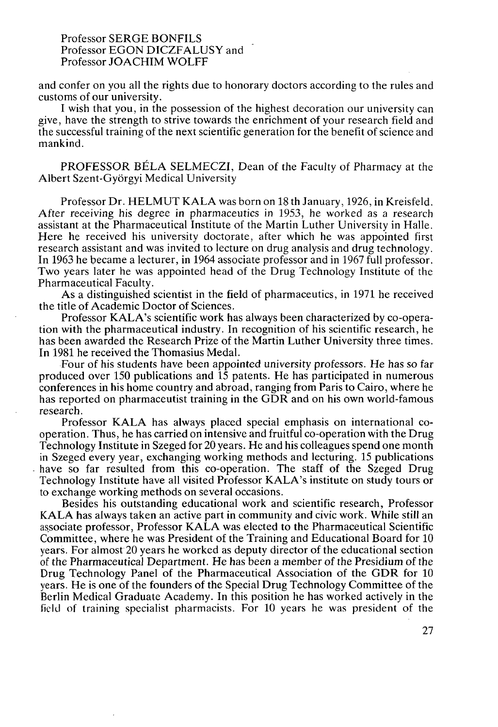Professor SERGE BONFILS
Professor EGON DICZFALUSY and
Professor JOACHIM WOLFF

and confer on you all the rights due to honorary doctors according to the rules and customs of our university.

I wish that you, in the possession of the highest decoration our university can give, have the strength to strive towards the enrichment of your research field and the successful training of the next scientific generation for the benefit of science and mankind.

PROFESSOR BÉLA SELMECZI, Dean of the Faculty of Pharmacy at the Albert Szent-Györgyi Medical University

Professor Dr. HELMUT KALA was born on 18 th January, 1926, in Kreisfeld. After receiving his degree in pharmaceutics in 1953, he worked as a research assistant at the Pharmaceutical Institute of the Martin Luther University in Halle. Here he received his university doctorate, after which he was appointed first research assistant and was invited to lecture on drug analysis and drug technology. In 1963 he became a lecturer, in 1964 associate professor and in 1967 full professor. Two years later he was appointed head of the Drug Technology Institute of the Pharmaceutical Faculty.

As a distinguished scientist in the field of pharmaceutics, in 1971 he received the title of Academic Doctor of Sciences.

Professor KALA's scientific work has always been characterized by co-operation with the pharmaceutical industry. In recognition of his scientific research, he has been awarded the Research Prize of the Martin Luther University three times. In 1981 he received the Thomasius Medal.

Four of his students have been appointed university professors. He has so far produced over 150 publications and 15 patents. He has participated in numerous conferences in his home country and abroad, ranging from Paris to Cairo, where he has reported on pharmaceutist training in the GDR and on his own world-famous research.

Professor KALA has always placed special emphasis on international co-operation. Thus, he has carried on intensive and fruitful co-operation with the Drug Technology Institute in Szeged for 20 years. He and his colleagues spend one month in Szeged every year, exchanging working methods and lecturing. 15 publications have so far resulted from this co-operation. The staff of the Szeged Drug Technology Institute have all visited Professor KALA's institute on study tours or to exchange working methods on several occasions.

Besides his outstanding educational work and scientific research, Professor KALA has always taken an active part in community and civic work. While still an associate professor, Professor KALA was elected to the Pharmaceutical Scientific Committee, where he was President of the Training and Educational Board for 10 years. For almost 20 years he worked as deputy director of the educational section of the Pharmaceutical Department. He has been a member of the Presidium of the Drug Technology Panel of the Pharmaceutical Association of the GDR for 10 years. He is one of the founders of the Special Drug Technology Committee of the Berlin Medical Graduate Academy. In this position he has worked actively in the field of training specialist pharmacists. For 10 years he was president of the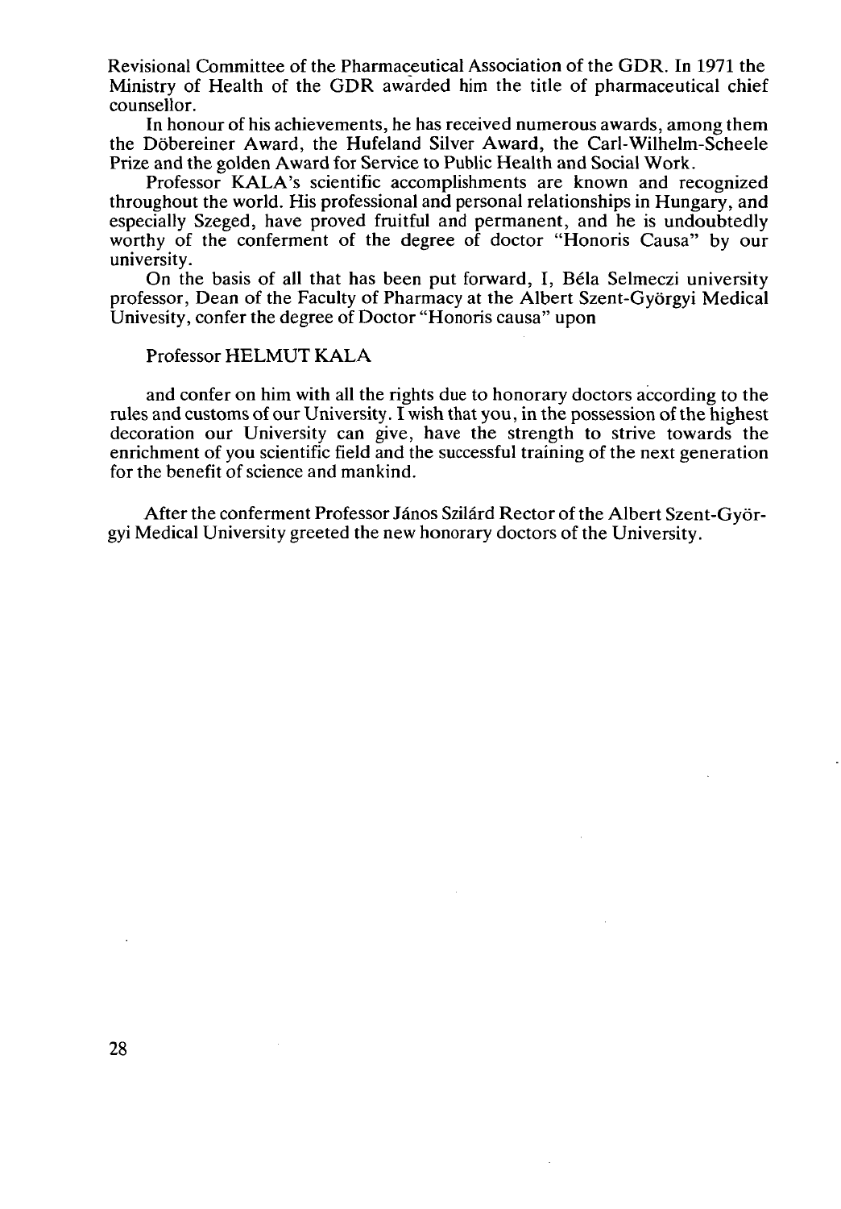Revisional Committee of the Pharmaceutical Association of the GDR. In 1971 the Ministry of Health of the GDR awarded him the title of pharmaceutical chief counsellor.

In honour of his achievements, he has received numerous awards, among them the Döbereiner Award, the Hufeland Silver Award, the Carl-Wilhelm-Scheele Prize and the golden Award for Service to Public Health and Social Work.

Professor KALA's scientific accomplishments are known and recognized throughout the world. His professional and personal relationships in Hungary, and especially Szeged, have proved fruitful and permanent, and he is undoubtedly worthy of the conferment of the degree of doctor "Honoris Causa" by our university.

On the basis of all that has been put forward, I, Béla Selmeczi university professor, Dean of the Faculty of Pharmacy at the Albert Szent-Györgyi Medical Univesity, confer the degree of Doctor "Honoris causa" upon

Professor HELMUT KALA

and confer on him with all the rights due to honorary doctors according to the rules and customs of our University. I wish that you, in the possession of the highest decoration our University can give, have the strength to strive towards the enrichment of you scientific field and the successful training of the next generation for the benefit of science and mankind.

After the conferment Professor János Szilárd Rector of the Albert Szent-Györgyi Medical University greeted the new honorary doctors of the University.